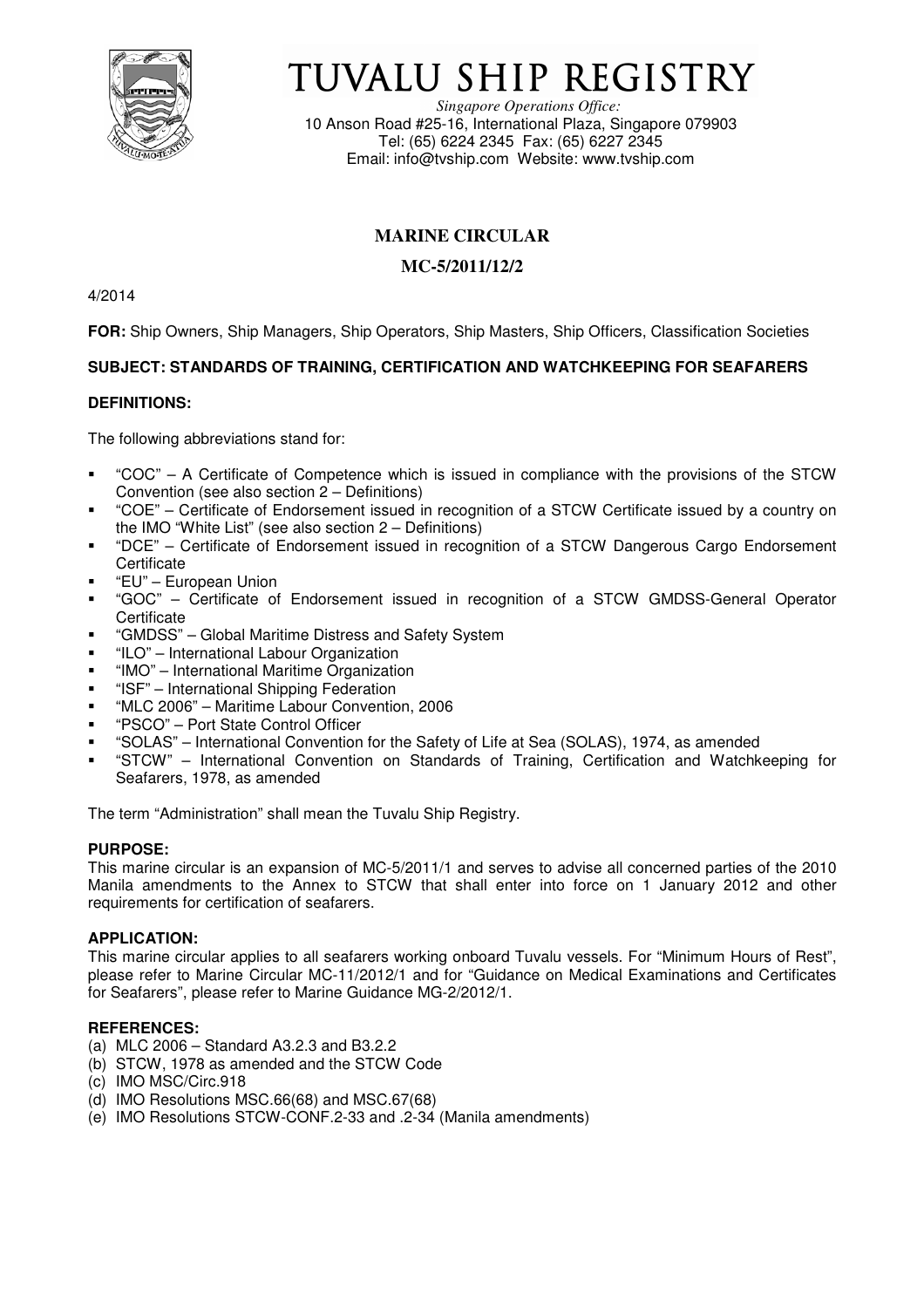# TUVALU SHIP REGISTRY

*Singapore Operations Office:*
10 Anson Road #25-16, International Plaza, Singapore 079903
Tel: (65) 6224 2345 Fax: (65) 6227 2345
Email: info@tvship.com Website: www.tvship.com

## MARINE CIRCULAR

## MC-5/2011/12/2

4/2014

**FOR:** Ship Owners, Ship Managers, Ship Operators, Ship Masters, Ship Officers, Classification Societies

**SUBJECT: STANDARDS OF TRAINING, CERTIFICATION AND WATCHKEEPING FOR SEAFARERS**

**DEFINITIONS:**

The following abbreviations stand for:

- "COC" – A Certificate of Competence which is issued in compliance with the provisions of the STCW Convention (see also section 2 – Definitions)
- "COE" – Certificate of Endorsement issued in recognition of a STCW Certificate issued by a country on the IMO "White List" (see also section 2 – Definitions)
- "DCE" – Certificate of Endorsement issued in recognition of a STCW Dangerous Cargo Endorsement Certificate
- "EU" – European Union
- "GOC" – Certificate of Endorsement issued in recognition of a STCW GMDSS-General Operator Certificate
- "GMDSS" – Global Maritime Distress and Safety System
- "ILO" – International Labour Organization
- "IMO" – International Maritime Organization
- "ISF" – International Shipping Federation
- "MLC 2006" – Maritime Labour Convention, 2006
- "PSCO" – Port State Control Officer
- "SOLAS" – International Convention for the Safety of Life at Sea (SOLAS), 1974, as amended
- "STCW" – International Convention on Standards of Training, Certification and Watchkeeping for Seafarers, 1978, as amended

The term "Administration" shall mean the Tuvalu Ship Registry.

**PURPOSE:**
This marine circular is an expansion of MC-5/2011/1 and serves to advise all concerned parties of the 2010 Manila amendments to the Annex to STCW that shall enter into force on 1 January 2012 and other requirements for certification of seafarers.

**APPLICATION:**
This marine circular applies to all seafarers working onboard Tuvalu vessels. For "Minimum Hours of Rest", please refer to Marine Circular MC-11/2012/1 and for "Guidance on Medical Examinations and Certificates for Seafarers", please refer to Marine Guidance MG-2/2012/1.

**REFERENCES:**
(a) MLC 2006 – Standard A3.2.3 and B3.2.2
(b) STCW, 1978 as amended and the STCW Code
(c) IMO MSC/Circ.918
(d) IMO Resolutions MSC.66(68) and MSC.67(68)
(e) IMO Resolutions STCW-CONF.2-33 and .2-34 (Manila amendments)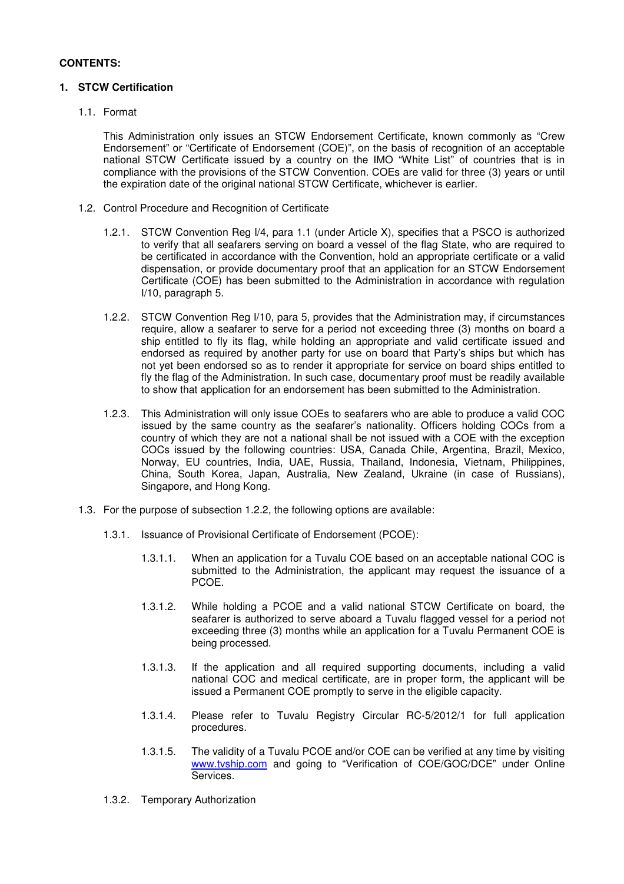**CONTENTS:**

## 1. STCW Certification

### 1.1. Format

This Administration only issues an STCW Endorsement Certificate, known commonly as "Crew Endorsement" or "Certificate of Endorsement (COE)", on the basis of recognition of an acceptable national STCW Certificate issued by a country on the IMO "White List" of countries that is in compliance with the provisions of the STCW Convention. COEs are valid for three (3) years or until the expiration date of the original national STCW Certificate, whichever is earlier.

### 1.2. Control Procedure and Recognition of Certificate

1.2.1. STCW Convention Reg I/4, para 1.1 (under Article X), specifies that a PSCO is authorized to verify that all seafarers serving on board a vessel of the flag State, who are required to be certificated in accordance with the Convention, hold an appropriate certificate or a valid dispensation, or provide documentary proof that an application for an STCW Endorsement Certificate (COE) has been submitted to the Administration in accordance with regulation I/10, paragraph 5.

1.2.2. STCW Convention Reg I/10, para 5, provides that the Administration may, if circumstances require, allow a seafarer to serve for a period not exceeding three (3) months on board a ship entitled to fly its flag, while holding an appropriate and valid certificate issued and endorsed as required by another party for use on board that Party's ships but which has not yet been endorsed so as to render it appropriate for service on board ships entitled to fly the flag of the Administration. In such case, documentary proof must be readily available to show that application for an endorsement has been submitted to the Administration.

1.2.3. This Administration will only issue COEs to seafarers who are able to produce a valid COC issued by the same country as the seafarer's nationality. Officers holding COCs from a country of which they are not a national shall be not issued with a COE with the exception COCs issued by the following countries: USA, Canada Chile, Argentina, Brazil, Mexico, Norway, EU countries, India, UAE, Russia, Thailand, Indonesia, Vietnam, Philippines, China, South Korea, Japan, Australia, New Zealand, Ukraine (in case of Russians), Singapore, and Hong Kong.

### 1.3. For the purpose of subsection 1.2.2, the following options are available:

1.3.1. Issuance of Provisional Certificate of Endorsement (PCOE):

1.3.1.1. When an application for a Tuvalu COE based on an acceptable national COC is submitted to the Administration, the applicant may request the issuance of a PCOE.

1.3.1.2. While holding a PCOE and a valid national STCW Certificate on board, the seafarer is authorized to serve aboard a Tuvalu flagged vessel for a period not exceeding three (3) months while an application for a Tuvalu Permanent COE is being processed.

1.3.1.3. If the application and all required supporting documents, including a valid national COC and medical certificate, are in proper form, the applicant will be issued a Permanent COE promptly to serve in the eligible capacity.

1.3.1.4. Please refer to Tuvalu Registry Circular RC-5/2012/1 for full application procedures.

1.3.1.5. The validity of a Tuvalu PCOE and/or COE can be verified at any time by visiting www.tvship.com and going to "Verification of COE/GOC/DCE" under Online Services.

1.3.2. Temporary Authorization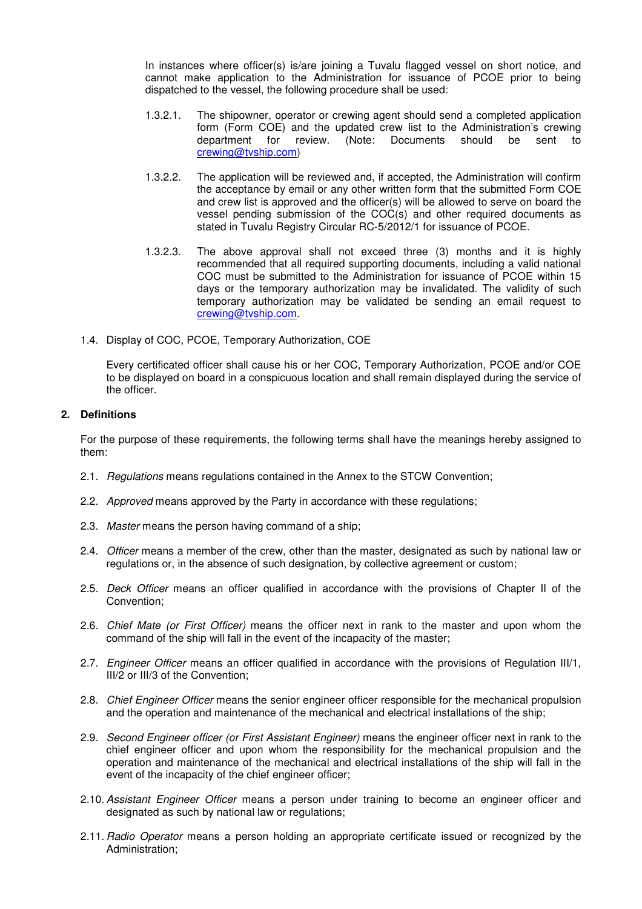In instances where officer(s) is/are joining a Tuvalu flagged vessel on short notice, and cannot make application to the Administration for issuance of PCOE prior to being dispatched to the vessel, the following procedure shall be used:

1.3.2.1. The shipowner, operator or crewing agent should send a completed application form (Form COE) and the updated crew list to the Administration's crewing department for review. (Note: Documents should be sent to crewing@tvship.com)

1.3.2.2. The application will be reviewed and, if accepted, the Administration will confirm the acceptance by email or any other written form that the submitted Form COE and crew list is approved and the officer(s) will be allowed to serve on board the vessel pending submission of the COC(s) and other required documents as stated in Tuvalu Registry Circular RC-5/2012/1 for issuance of PCOE.

1.3.2.3. The above approval shall not exceed three (3) months and it is highly recommended that all required supporting documents, including a valid national COC must be submitted to the Administration for issuance of PCOE within 15 days or the temporary authorization may be invalidated. The validity of such temporary authorization may be validated be sending an email request to crewing@tvship.com.

1.4. Display of COC, PCOE, Temporary Authorization, COE

Every certificated officer shall cause his or her COC, Temporary Authorization, PCOE and/or COE to be displayed on board in a conspicuous location and shall remain displayed during the service of the officer.

## 2. Definitions

For the purpose of these requirements, the following terms shall have the meanings hereby assigned to them:

2.1. *Regulations* means regulations contained in the Annex to the STCW Convention;

2.2. *Approved* means approved by the Party in accordance with these regulations;

2.3. *Master* means the person having command of a ship;

2.4. *Officer* means a member of the crew, other than the master, designated as such by national law or regulations or, in the absence of such designation, by collective agreement or custom;

2.5. *Deck Officer* means an officer qualified in accordance with the provisions of Chapter II of the Convention;

2.6. *Chief Mate (or First Officer)* means the officer next in rank to the master and upon whom the command of the ship will fall in the event of the incapacity of the master;

2.7. *Engineer Officer* means an officer qualified in accordance with the provisions of Regulation III/1, III/2 or III/3 of the Convention;

2.8. *Chief Engineer Officer* means the senior engineer officer responsible for the mechanical propulsion and the operation and maintenance of the mechanical and electrical installations of the ship;

2.9. *Second Engineer officer (or First Assistant Engineer)* means the engineer officer next in rank to the chief engineer officer and upon whom the responsibility for the mechanical propulsion and the operation and maintenance of the mechanical and electrical installations of the ship will fall in the event of the incapacity of the chief engineer officer;

2.10. *Assistant Engineer Officer* means a person under training to become an engineer officer and designated as such by national law or regulations;

2.11. *Radio Operator* means a person holding an appropriate certificate issued or recognized by the Administration;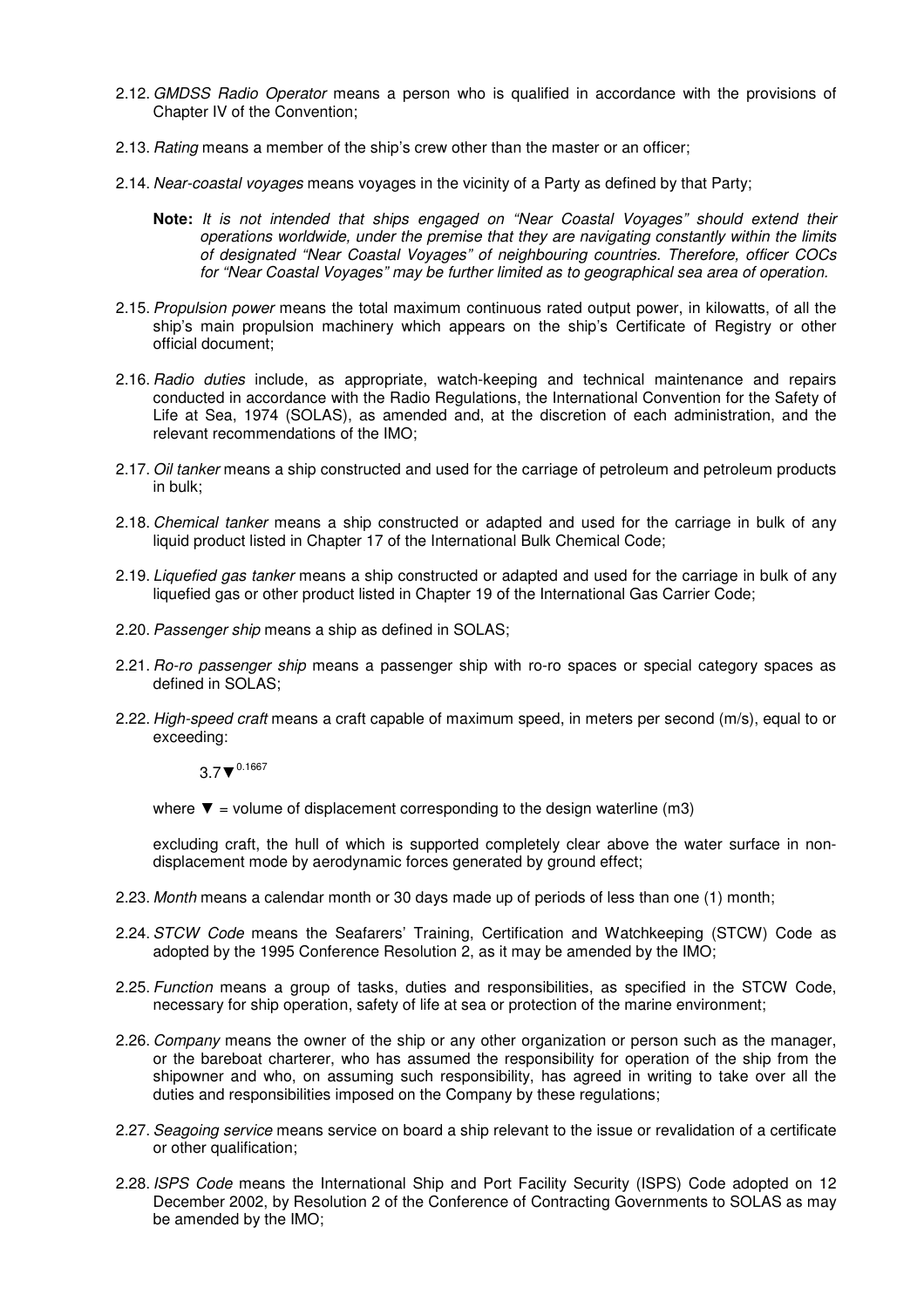2.12. *GMDSS Radio Operator* means a person who is qualified in accordance with the provisions of Chapter IV of the Convention;

2.13. *Rating* means a member of the ship's crew other than the master or an officer;

2.14. *Near-coastal voyages* means voyages in the vicinity of a Party as defined by that Party;

> **Note:** *It is not intended that ships engaged on "Near Coastal Voyages" should extend their operations worldwide, under the premise that they are navigating constantly within the limits of designated "Near Coastal Voyages" of neighbouring countries. Therefore, officer COCs for "Near Coastal Voyages" may be further limited as to geographical sea area of operation.*

2.15. *Propulsion power* means the total maximum continuous rated output power, in kilowatts, of all the ship's main propulsion machinery which appears on the ship's Certificate of Registry or other official document;

2.16. *Radio duties* include, as appropriate, watch-keeping and technical maintenance and repairs conducted in accordance with the Radio Regulations, the International Convention for the Safety of Life at Sea, 1974 (SOLAS), as amended and, at the discretion of each administration, and the relevant recommendations of the IMO;

2.17. *Oil tanker* means a ship constructed and used for the carriage of petroleum and petroleum products in bulk;

2.18. *Chemical tanker* means a ship constructed or adapted and used for the carriage in bulk of any liquid product listed in Chapter 17 of the International Bulk Chemical Code;

2.19. *Liquefied gas tanker* means a ship constructed or adapted and used for the carriage in bulk of any liquefied gas or other product listed in Chapter 19 of the International Gas Carrier Code;

2.20. *Passenger ship* means a ship as defined in SOLAS;

2.21. *Ro-ro passenger ship* means a passenger ship with ro-ro spaces or special category spaces as defined in SOLAS;

2.22. *High-speed craft* means a craft capable of maximum speed, in meters per second (m/s), equal to or exceeding:

$$3.7\blacktriangledown^{0.1667}$$

where $\blacktriangledown$ = volume of displacement corresponding to the design waterline (m3)

excluding craft, the hull of which is supported completely clear above the water surface in non-displacement mode by aerodynamic forces generated by ground effect;

2.23. *Month* means a calendar month or 30 days made up of periods of less than one (1) month;

2.24. *STCW Code* means the Seafarers' Training, Certification and Watchkeeping (STCW) Code as adopted by the 1995 Conference Resolution 2, as it may be amended by the IMO;

2.25. *Function* means a group of tasks, duties and responsibilities, as specified in the STCW Code, necessary for ship operation, safety of life at sea or protection of the marine environment;

2.26. *Company* means the owner of the ship or any other organization or person such as the manager, or the bareboat charterer, who has assumed the responsibility for operation of the ship from the shipowner and who, on assuming such responsibility, has agreed in writing to take over all the duties and responsibilities imposed on the Company by these regulations;

2.27. *Seagoing service* means service on board a ship relevant to the issue or revalidation of a certificate or other qualification;

2.28. *ISPS Code* means the International Ship and Port Facility Security (ISPS) Code adopted on 12 December 2002, by Resolution 2 of the Conference of Contracting Governments to SOLAS as may be amended by the IMO;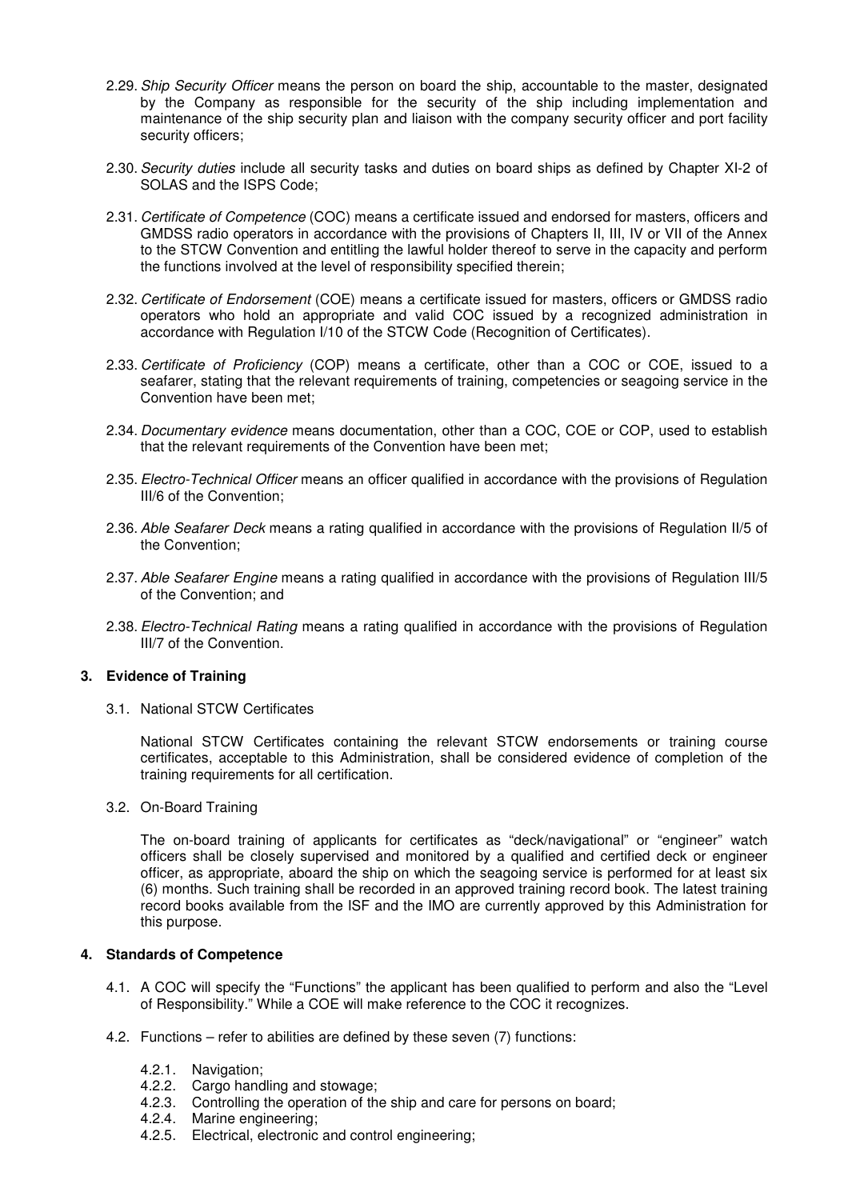2.29. *Ship Security Officer* means the person on board the ship, accountable to the master, designated by the Company as responsible for the security of the ship including implementation and maintenance of the ship security plan and liaison with the company security officer and port facility security officers;

2.30. *Security duties* include all security tasks and duties on board ships as defined by Chapter XI-2 of SOLAS and the ISPS Code;

2.31. *Certificate of Competence* (COC) means a certificate issued and endorsed for masters, officers and GMDSS radio operators in accordance with the provisions of Chapters II, III, IV or VII of the Annex to the STCW Convention and entitling the lawful holder thereof to serve in the capacity and perform the functions involved at the level of responsibility specified therein;

2.32. *Certificate of Endorsement* (COE) means a certificate issued for masters, officers or GMDSS radio operators who hold an appropriate and valid COC issued by a recognized administration in accordance with Regulation I/10 of the STCW Code (Recognition of Certificates).

2.33. *Certificate of Proficiency* (COP) means a certificate, other than a COC or COE, issued to a seafarer, stating that the relevant requirements of training, competencies or seagoing service in the Convention have been met;

2.34. *Documentary evidence* means documentation, other than a COC, COE or COP, used to establish that the relevant requirements of the Convention have been met;

2.35. *Electro-Technical Officer* means an officer qualified in accordance with the provisions of Regulation III/6 of the Convention;

2.36. *Able Seafarer Deck* means a rating qualified in accordance with the provisions of Regulation II/5 of the Convention;

2.37. *Able Seafarer Engine* means a rating qualified in accordance with the provisions of Regulation III/5 of the Convention; and

2.38. *Electro-Technical Rating* means a rating qualified in accordance with the provisions of Regulation III/7 of the Convention.

## 3. Evidence of Training

3.1. National STCW Certificates

National STCW Certificates containing the relevant STCW endorsements or training course certificates, acceptable to this Administration, shall be considered evidence of completion of the training requirements for all certification.

3.2. On-Board Training

The on-board training of applicants for certificates as "deck/navigational" or "engineer" watch officers shall be closely supervised and monitored by a qualified and certified deck or engineer officer, as appropriate, aboard the ship on which the seagoing service is performed for at least six (6) months. Such training shall be recorded in an approved training record book. The latest training record books available from the ISF and the IMO are currently approved by this Administration for this purpose.

## 4. Standards of Competence

4.1. A COC will specify the "Functions" the applicant has been qualified to perform and also the "Level of Responsibility." While a COE will make reference to the COC it recognizes.

4.2. Functions – refer to abilities are defined by these seven (7) functions:

- 4.2.1. Navigation;
- 4.2.2. Cargo handling and stowage;
- 4.2.3. Controlling the operation of the ship and care for persons on board;
- 4.2.4. Marine engineering;
- 4.2.5. Electrical, electronic and control engineering;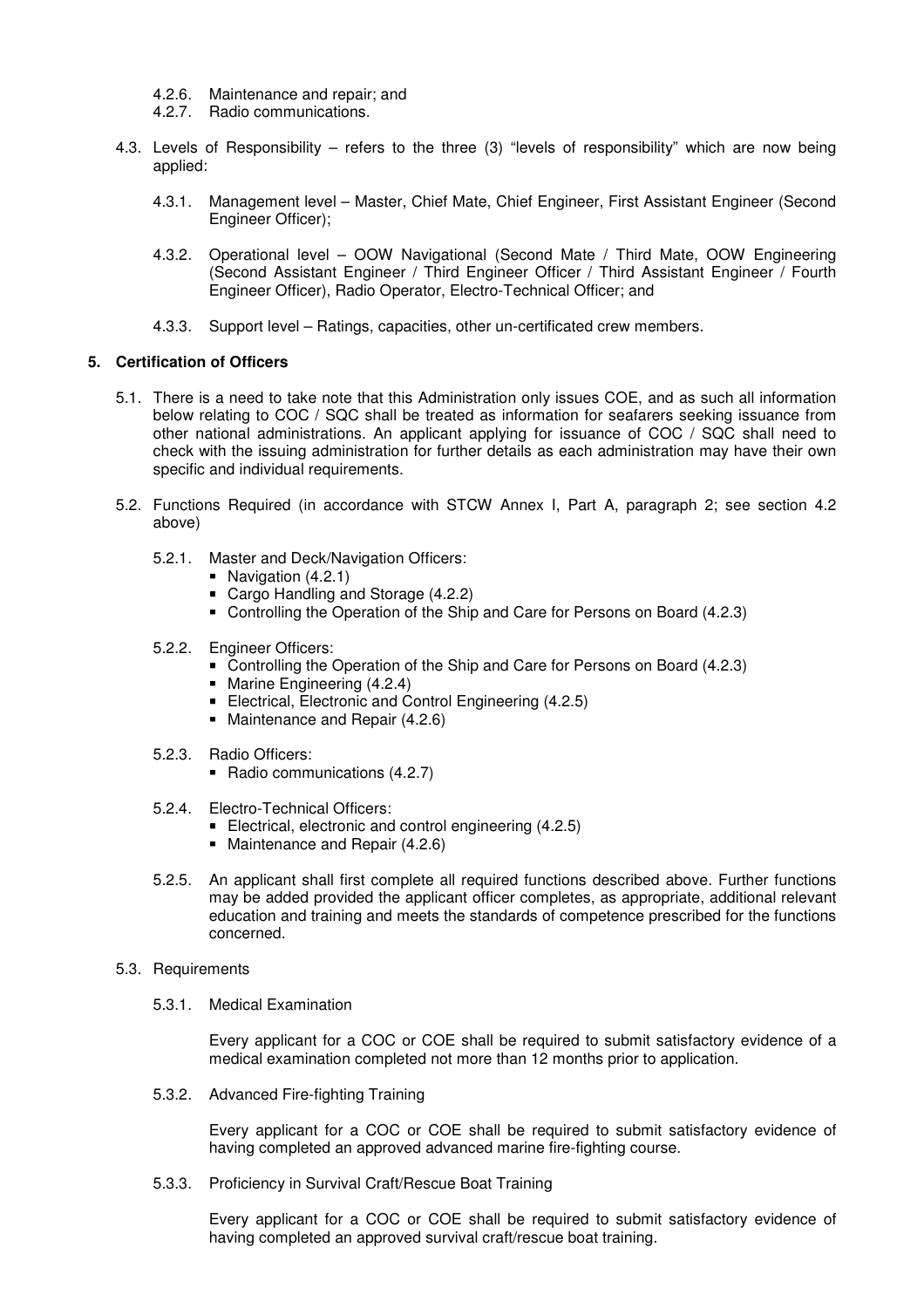4.2.6. Maintenance and repair; and

4.2.7. Radio communications.

4.3. Levels of Responsibility – refers to the three (3) "levels of responsibility" which are now being applied:

4.3.1. Management level – Master, Chief Mate, Chief Engineer, First Assistant Engineer (Second Engineer Officer);

4.3.2. Operational level – OOW Navigational (Second Mate / Third Mate, OOW Engineering (Second Assistant Engineer / Third Engineer Officer / Third Assistant Engineer / Fourth Engineer Officer), Radio Operator, Electro-Technical Officer; and

4.3.3. Support level – Ratings, capacities, other un-certificated crew members.

## 5. Certification of Officers

5.1. There is a need to take note that this Administration only issues COE, and as such all information below relating to COC / SQC shall be treated as information for seafarers seeking issuance from other national administrations. An applicant applying for issuance of COC / SQC shall need to check with the issuing administration for further details as each administration may have their own specific and individual requirements.

5.2. Functions Required (in accordance with STCW Annex I, Part A, paragraph 2; see section 4.2 above)

5.2.1. Master and Deck/Navigation Officers:

- Navigation (4.2.1)
- Cargo Handling and Storage (4.2.2)
- Controlling the Operation of the Ship and Care for Persons on Board (4.2.3)

5.2.2. Engineer Officers:

- Controlling the Operation of the Ship and Care for Persons on Board (4.2.3)
- Marine Engineering (4.2.4)
- Electrical, Electronic and Control Engineering (4.2.5)
- Maintenance and Repair (4.2.6)

5.2.3. Radio Officers:

- Radio communications (4.2.7)

5.2.4. Electro-Technical Officers:

- Electrical, electronic and control engineering (4.2.5)
- Maintenance and Repair (4.2.6)

5.2.5. An applicant shall first complete all required functions described above. Further functions may be added provided the applicant officer completes, as appropriate, additional relevant education and training and meets the standards of competence prescribed for the functions concerned.

5.3. Requirements

5.3.1. Medical Examination

Every applicant for a COC or COE shall be required to submit satisfactory evidence of a medical examination completed not more than 12 months prior to application.

5.3.2. Advanced Fire-fighting Training

Every applicant for a COC or COE shall be required to submit satisfactory evidence of having completed an approved advanced marine fire-fighting course.

5.3.3. Proficiency in Survival Craft/Rescue Boat Training

Every applicant for a COC or COE shall be required to submit satisfactory evidence of having completed an approved survival craft/rescue boat training.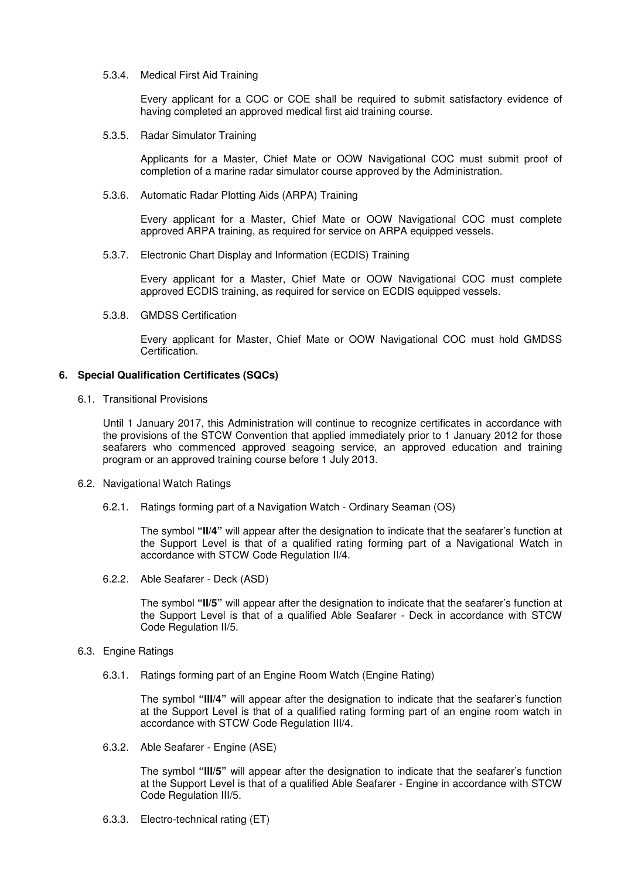#### 5.3.4. Medical First Aid Training

Every applicant for a COC or COE shall be required to submit satisfactory evidence of having completed an approved medical first aid training course.

#### 5.3.5. Radar Simulator Training

Applicants for a Master, Chief Mate or OOW Navigational COC must submit proof of completion of a marine radar simulator course approved by the Administration.

#### 5.3.6. Automatic Radar Plotting Aids (ARPA) Training

Every applicant for a Master, Chief Mate or OOW Navigational COC must complete approved ARPA training, as required for service on ARPA equipped vessels.

#### 5.3.7. Electronic Chart Display and Information (ECDIS) Training

Every applicant for a Master, Chief Mate or OOW Navigational COC must complete approved ECDIS training, as required for service on ECDIS equipped vessels.

#### 5.3.8. GMDSS Certification

Every applicant for Master, Chief Mate or OOW Navigational COC must hold GMDSS Certification.

## 6. Special Qualification Certificates (SQCs)

### 6.1. Transitional Provisions

Until 1 January 2017, this Administration will continue to recognize certificates in accordance with the provisions of the STCW Convention that applied immediately prior to 1 January 2012 for those seafarers who commenced approved seagoing service, an approved education and training program or an approved training course before 1 July 2013.

### 6.2. Navigational Watch Ratings

#### 6.2.1. Ratings forming part of a Navigation Watch - Ordinary Seaman (OS)

The symbol **"II/4"** will appear after the designation to indicate that the seafarer's function at the Support Level is that of a qualified rating forming part of a Navigational Watch in accordance with STCW Code Regulation II/4.

#### 6.2.2. Able Seafarer - Deck (ASD)

The symbol **"II/5"** will appear after the designation to indicate that the seafarer's function at the Support Level is that of a qualified Able Seafarer - Deck in accordance with STCW Code Regulation II/5.

### 6.3. Engine Ratings

#### 6.3.1. Ratings forming part of an Engine Room Watch (Engine Rating)

The symbol **"III/4"** will appear after the designation to indicate that the seafarer's function at the Support Level is that of a qualified rating forming part of an engine room watch in accordance with STCW Code Regulation III/4.

#### 6.3.2. Able Seafarer - Engine (ASE)

The symbol **"III/5"** will appear after the designation to indicate that the seafarer's function at the Support Level is that of a qualified Able Seafarer - Engine in accordance with STCW Code Regulation III/5.

#### 6.3.3. Electro-technical rating (ET)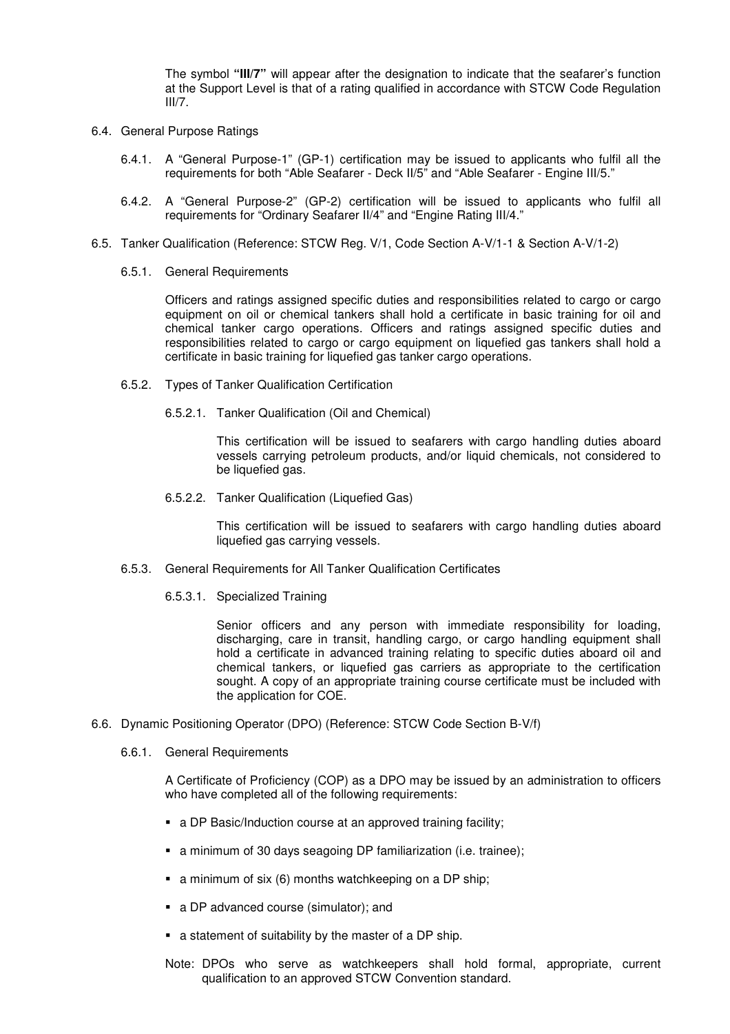The symbol **"III/7"** will appear after the designation to indicate that the seafarer's function at the Support Level is that of a rating qualified in accordance with STCW Code Regulation III/7.

6.4. General Purpose Ratings

6.4.1. A "General Purpose-1" (GP-1) certification may be issued to applicants who fulfil all the requirements for both "Able Seafarer - Deck II/5" and "Able Seafarer - Engine III/5."

6.4.2. A "General Purpose-2" (GP-2) certification will be issued to applicants who fulfil all requirements for "Ordinary Seafarer II/4" and "Engine Rating III/4."

6.5. Tanker Qualification (Reference: STCW Reg. V/1, Code Section A-V/1-1 & Section A-V/1-2)

6.5.1. General Requirements

Officers and ratings assigned specific duties and responsibilities related to cargo or cargo equipment on oil or chemical tankers shall hold a certificate in basic training for oil and chemical tanker cargo operations. Officers and ratings assigned specific duties and responsibilities related to cargo or cargo equipment on liquefied gas tankers shall hold a certificate in basic training for liquefied gas tanker cargo operations.

6.5.2. Types of Tanker Qualification Certification

6.5.2.1. Tanker Qualification (Oil and Chemical)

This certification will be issued to seafarers with cargo handling duties aboard vessels carrying petroleum products, and/or liquid chemicals, not considered to be liquefied gas.

6.5.2.2. Tanker Qualification (Liquefied Gas)

This certification will be issued to seafarers with cargo handling duties aboard liquefied gas carrying vessels.

6.5.3. General Requirements for All Tanker Qualification Certificates

6.5.3.1. Specialized Training

Senior officers and any person with immediate responsibility for loading, discharging, care in transit, handling cargo, or cargo handling equipment shall hold a certificate in advanced training relating to specific duties aboard oil and chemical tankers, or liquefied gas carriers as appropriate to the certification sought. A copy of an appropriate training course certificate must be included with the application for COE.

6.6. Dynamic Positioning Operator (DPO) (Reference: STCW Code Section B-V/f)

6.6.1. General Requirements

A Certificate of Proficiency (COP) as a DPO may be issued by an administration to officers who have completed all of the following requirements:

- a DP Basic/Induction course at an approved training facility;
- a minimum of 30 days seagoing DP familiarization (i.e. trainee);
- a minimum of six (6) months watchkeeping on a DP ship;
- a DP advanced course (simulator); and
- a statement of suitability by the master of a DP ship.

Note: DPOs who serve as watchkeepers shall hold formal, appropriate, current qualification to an approved STCW Convention standard.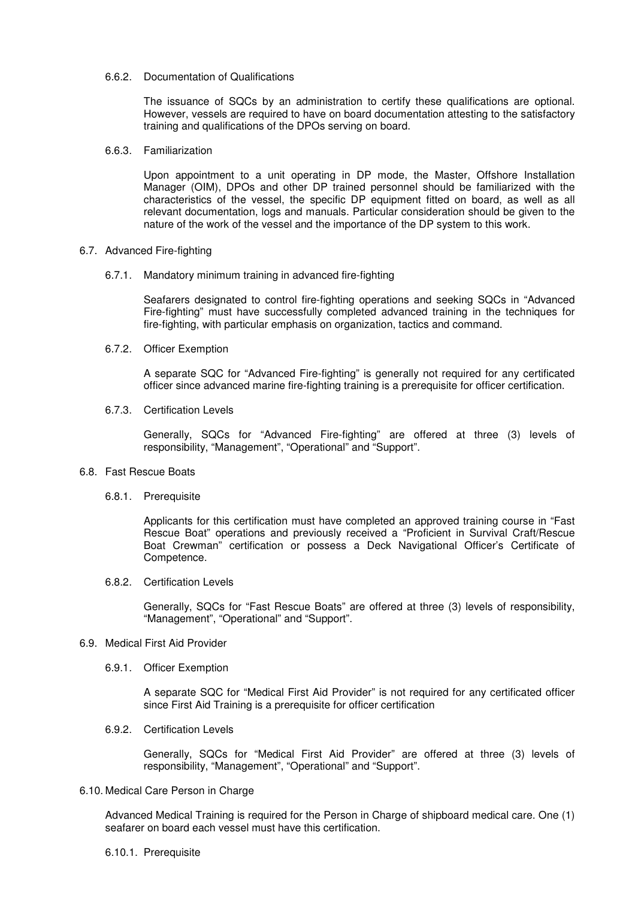#### 6.6.2. Documentation of Qualifications

The issuance of SQCs by an administration to certify these qualifications are optional. However, vessels are required to have on board documentation attesting to the satisfactory training and qualifications of the DPOs serving on board.

#### 6.6.3. Familiarization

Upon appointment to a unit operating in DP mode, the Master, Offshore Installation Manager (OIM), DPOs and other DP trained personnel should be familiarized with the characteristics of the vessel, the specific DP equipment fitted on board, as well as all relevant documentation, logs and manuals. Particular consideration should be given to the nature of the work of the vessel and the importance of the DP system to this work.

### 6.7. Advanced Fire-fighting

#### 6.7.1. Mandatory minimum training in advanced fire-fighting

Seafarers designated to control fire-fighting operations and seeking SQCs in "Advanced Fire-fighting" must have successfully completed advanced training in the techniques for fire-fighting, with particular emphasis on organization, tactics and command.

#### 6.7.2. Officer Exemption

A separate SQC for "Advanced Fire-fighting" is generally not required for any certificated officer since advanced marine fire-fighting training is a prerequisite for officer certification.

#### 6.7.3. Certification Levels

Generally, SQCs for "Advanced Fire-fighting" are offered at three (3) levels of responsibility, "Management", "Operational" and "Support".

### 6.8. Fast Rescue Boats

#### 6.8.1. Prerequisite

Applicants for this certification must have completed an approved training course in "Fast Rescue Boat" operations and previously received a "Proficient in Survival Craft/Rescue Boat Crewman" certification or possess a Deck Navigational Officer's Certificate of Competence.

#### 6.8.2. Certification Levels

Generally, SQCs for "Fast Rescue Boats" are offered at three (3) levels of responsibility, "Management", "Operational" and "Support".

### 6.9. Medical First Aid Provider

#### 6.9.1. Officer Exemption

A separate SQC for "Medical First Aid Provider" is not required for any certificated officer since First Aid Training is a prerequisite for officer certification

#### 6.9.2. Certification Levels

Generally, SQCs for "Medical First Aid Provider" are offered at three (3) levels of responsibility, "Management", "Operational" and "Support".

### 6.10. Medical Care Person in Charge

Advanced Medical Training is required for the Person in Charge of shipboard medical care. One (1) seafarer on board each vessel must have this certification.

#### 6.10.1. Prerequisite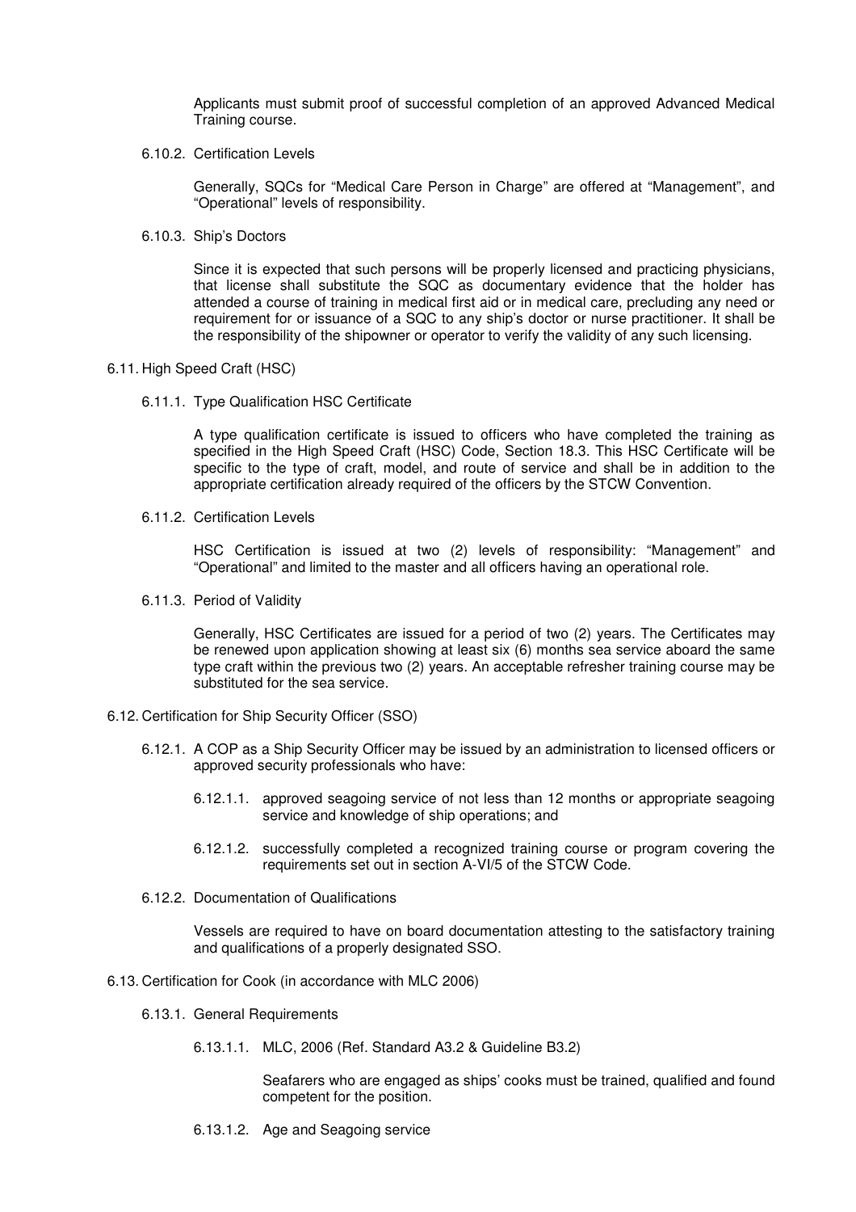Applicants must submit proof of successful completion of an approved Advanced Medical Training course.

6.10.2. Certification Levels

Generally, SQCs for "Medical Care Person in Charge" are offered at "Management", and "Operational" levels of responsibility.

6.10.3. Ship's Doctors

Since it is expected that such persons will be properly licensed and practicing physicians, that license shall substitute the SQC as documentary evidence that the holder has attended a course of training in medical first aid or in medical care, precluding any need or requirement for or issuance of a SQC to any ship's doctor or nurse practitioner. It shall be the responsibility of the shipowner or operator to verify the validity of any such licensing.

### 6.11. High Speed Craft (HSC)

6.11.1. Type Qualification HSC Certificate

A type qualification certificate is issued to officers who have completed the training as specified in the High Speed Craft (HSC) Code, Section 18.3. This HSC Certificate will be specific to the type of craft, model, and route of service and shall be in addition to the appropriate certification already required of the officers by the STCW Convention.

6.11.2. Certification Levels

HSC Certification is issued at two (2) levels of responsibility: "Management" and "Operational" and limited to the master and all officers having an operational role.

6.11.3. Period of Validity

Generally, HSC Certificates are issued for a period of two (2) years. The Certificates may be renewed upon application showing at least six (6) months sea service aboard the same type craft within the previous two (2) years. An acceptable refresher training course may be substituted for the sea service.

### 6.12. Certification for Ship Security Officer (SSO)

6.12.1. A COP as a Ship Security Officer may be issued by an administration to licensed officers or approved security professionals who have:

6.12.1.1. approved seagoing service of not less than 12 months or appropriate seagoing service and knowledge of ship operations; and

6.12.1.2. successfully completed a recognized training course or program covering the requirements set out in section A-VI/5 of the STCW Code.

6.12.2. Documentation of Qualifications

Vessels are required to have on board documentation attesting to the satisfactory training and qualifications of a properly designated SSO.

### 6.13. Certification for Cook (in accordance with MLC 2006)

6.13.1. General Requirements

6.13.1.1. MLC, 2006 (Ref. Standard A3.2 & Guideline B3.2)

Seafarers who are engaged as ships' cooks must be trained, qualified and found competent for the position.

6.13.1.2. Age and Seagoing service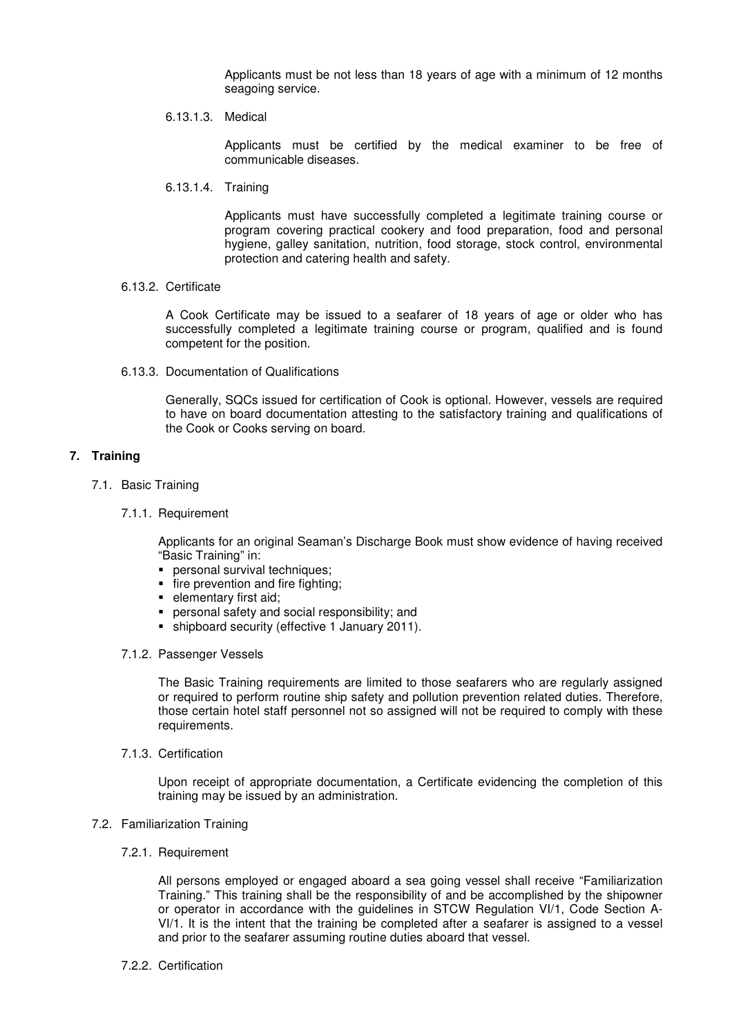Applicants must be not less than 18 years of age with a minimum of 12 months seagoing service.

6.13.1.3. Medical

Applicants must be certified by the medical examiner to be free of communicable diseases.

6.13.1.4. Training

Applicants must have successfully completed a legitimate training course or program covering practical cookery and food preparation, food and personal hygiene, galley sanitation, nutrition, food storage, stock control, environmental protection and catering health and safety.

6.13.2. Certificate

A Cook Certificate may be issued to a seafarer of 18 years of age or older who has successfully completed a legitimate training course or program, qualified and is found competent for the position.

6.13.3. Documentation of Qualifications

Generally, SQCs issued for certification of Cook is optional. However, vessels are required to have on board documentation attesting to the satisfactory training and qualifications of the Cook or Cooks serving on board.

## 7. Training

7.1. Basic Training

7.1.1. Requirement

Applicants for an original Seaman's Discharge Book must show evidence of having received "Basic Training" in:

- personal survival techniques;
- fire prevention and fire fighting;
- elementary first aid;
- personal safety and social responsibility; and
- shipboard security (effective 1 January 2011).

7.1.2. Passenger Vessels

The Basic Training requirements are limited to those seafarers who are regularly assigned or required to perform routine ship safety and pollution prevention related duties. Therefore, those certain hotel staff personnel not so assigned will not be required to comply with these requirements.

7.1.3. Certification

Upon receipt of appropriate documentation, a Certificate evidencing the completion of this training may be issued by an administration.

7.2. Familiarization Training

7.2.1. Requirement

All persons employed or engaged aboard a sea going vessel shall receive "Familiarization Training." This training shall be the responsibility of and be accomplished by the shipowner or operator in accordance with the guidelines in STCW Regulation VI/1, Code Section A-VI/1. It is the intent that the training be completed after a seafarer is assigned to a vessel and prior to the seafarer assuming routine duties aboard that vessel.

7.2.2. Certification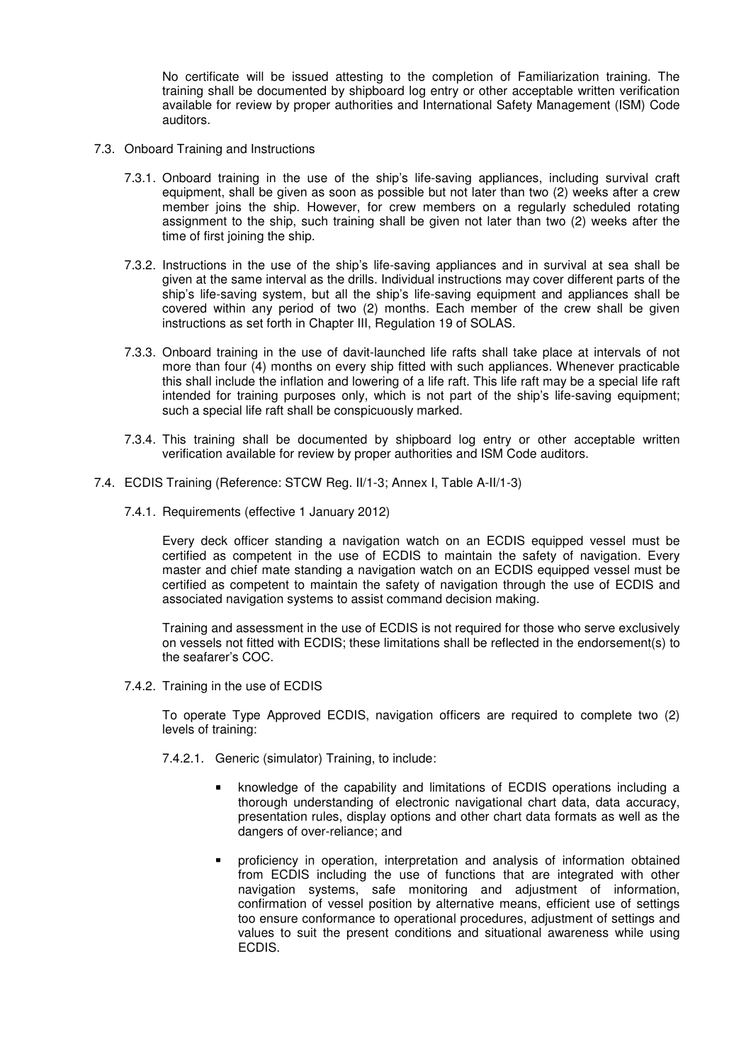No certificate will be issued attesting to the completion of Familiarization training. The training shall be documented by shipboard log entry or other acceptable written verification available for review by proper authorities and International Safety Management (ISM) Code auditors.

### 7.3. Onboard Training and Instructions

7.3.1. Onboard training in the use of the ship's life-saving appliances, including survival craft equipment, shall be given as soon as possible but not later than two (2) weeks after a crew member joins the ship. However, for crew members on a regularly scheduled rotating assignment to the ship, such training shall be given not later than two (2) weeks after the time of first joining the ship.

7.3.2. Instructions in the use of the ship's life-saving appliances and in survival at sea shall be given at the same interval as the drills. Individual instructions may cover different parts of the ship's life-saving system, but all the ship's life-saving equipment and appliances shall be covered within any period of two (2) months. Each member of the crew shall be given instructions as set forth in Chapter III, Regulation 19 of SOLAS.

7.3.3. Onboard training in the use of davit-launched life rafts shall take place at intervals of not more than four (4) months on every ship fitted with such appliances. Whenever practicable this shall include the inflation and lowering of a life raft. This life raft may be a special life raft intended for training purposes only, which is not part of the ship's life-saving equipment; such a special life raft shall be conspicuously marked.

7.3.4. This training shall be documented by shipboard log entry or other acceptable written verification available for review by proper authorities and ISM Code auditors.

### 7.4. ECDIS Training (Reference: STCW Reg. II/1-3; Annex I, Table A-II/1-3)

#### 7.4.1. Requirements (effective 1 January 2012)

Every deck officer standing a navigation watch on an ECDIS equipped vessel must be certified as competent in the use of ECDIS to maintain the safety of navigation. Every master and chief mate standing a navigation watch on an ECDIS equipped vessel must be certified as competent to maintain the safety of navigation through the use of ECDIS and associated navigation systems to assist command decision making.

Training and assessment in the use of ECDIS is not required for those who serve exclusively on vessels not fitted with ECDIS; these limitations shall be reflected in the endorsement(s) to the seafarer's COC.

#### 7.4.2. Training in the use of ECDIS

To operate Type Approved ECDIS, navigation officers are required to complete two (2) levels of training:

7.4.2.1. Generic (simulator) Training, to include:

- knowledge of the capability and limitations of ECDIS operations including a thorough understanding of electronic navigational chart data, data accuracy, presentation rules, display options and other chart data formats as well as the dangers of over-reliance; and
- proficiency in operation, interpretation and analysis of information obtained from ECDIS including the use of functions that are integrated with other navigation systems, safe monitoring and adjustment of information, confirmation of vessel position by alternative means, efficient use of settings too ensure conformance to operational procedures, adjustment of settings and values to suit the present conditions and situational awareness while using ECDIS.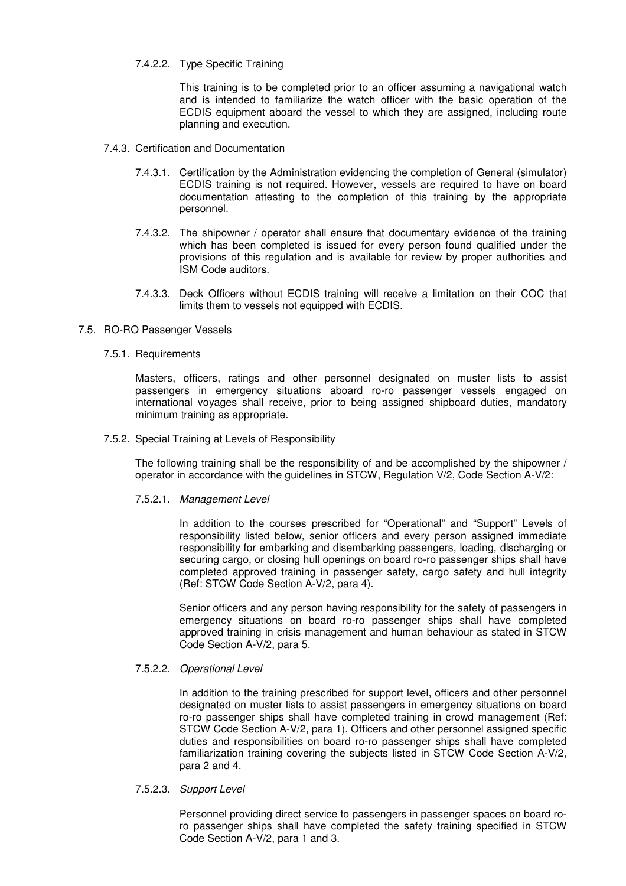#### 7.4.2.2. Type Specific Training

This training is to be completed prior to an officer assuming a navigational watch and is intended to familiarize the watch officer with the basic operation of the ECDIS equipment aboard the vessel to which they are assigned, including route planning and execution.

### 7.4.3. Certification and Documentation

7.4.3.1. Certification by the Administration evidencing the completion of General (simulator) ECDIS training is not required. However, vessels are required to have on board documentation attesting to the completion of this training by the appropriate personnel.

7.4.3.2. The shipowner / operator shall ensure that documentary evidence of the training which has been completed is issued for every person found qualified under the provisions of this regulation and is available for review by proper authorities and ISM Code auditors.

7.4.3.3. Deck Officers without ECDIS training will receive a limitation on their COC that limits them to vessels not equipped with ECDIS.

## 7.5. RO-RO Passenger Vessels

### 7.5.1. Requirements

Masters, officers, ratings and other personnel designated on muster lists to assist passengers in emergency situations aboard ro-ro passenger vessels engaged on international voyages shall receive, prior to being assigned shipboard duties, mandatory minimum training as appropriate.

### 7.5.2. Special Training at Levels of Responsibility

The following training shall be the responsibility of and be accomplished by the shipowner / operator in accordance with the guidelines in STCW, Regulation V/2, Code Section A-V/2:

#### 7.5.2.1. *Management Level*

In addition to the courses prescribed for "Operational" and "Support" Levels of responsibility listed below, senior officers and every person assigned immediate responsibility for embarking and disembarking passengers, loading, discharging or securing cargo, or closing hull openings on board ro-ro passenger ships shall have completed approved training in passenger safety, cargo safety and hull integrity (Ref: STCW Code Section A-V/2, para 4).

Senior officers and any person having responsibility for the safety of passengers in emergency situations on board ro-ro passenger ships shall have completed approved training in crisis management and human behaviour as stated in STCW Code Section A-V/2, para 5.

#### 7.5.2.2. *Operational Level*

In addition to the training prescribed for support level, officers and other personnel designated on muster lists to assist passengers in emergency situations on board ro-ro passenger ships shall have completed training in crowd management (Ref: STCW Code Section A-V/2, para 1). Officers and other personnel assigned specific duties and responsibilities on board ro-ro passenger ships shall have completed familiarization training covering the subjects listed in STCW Code Section A-V/2, para 2 and 4.

#### 7.5.2.3. *Support Level*

Personnel providing direct service to passengers in passenger spaces on board ro-ro passenger ships shall have completed the safety training specified in STCW Code Section A-V/2, para 1 and 3.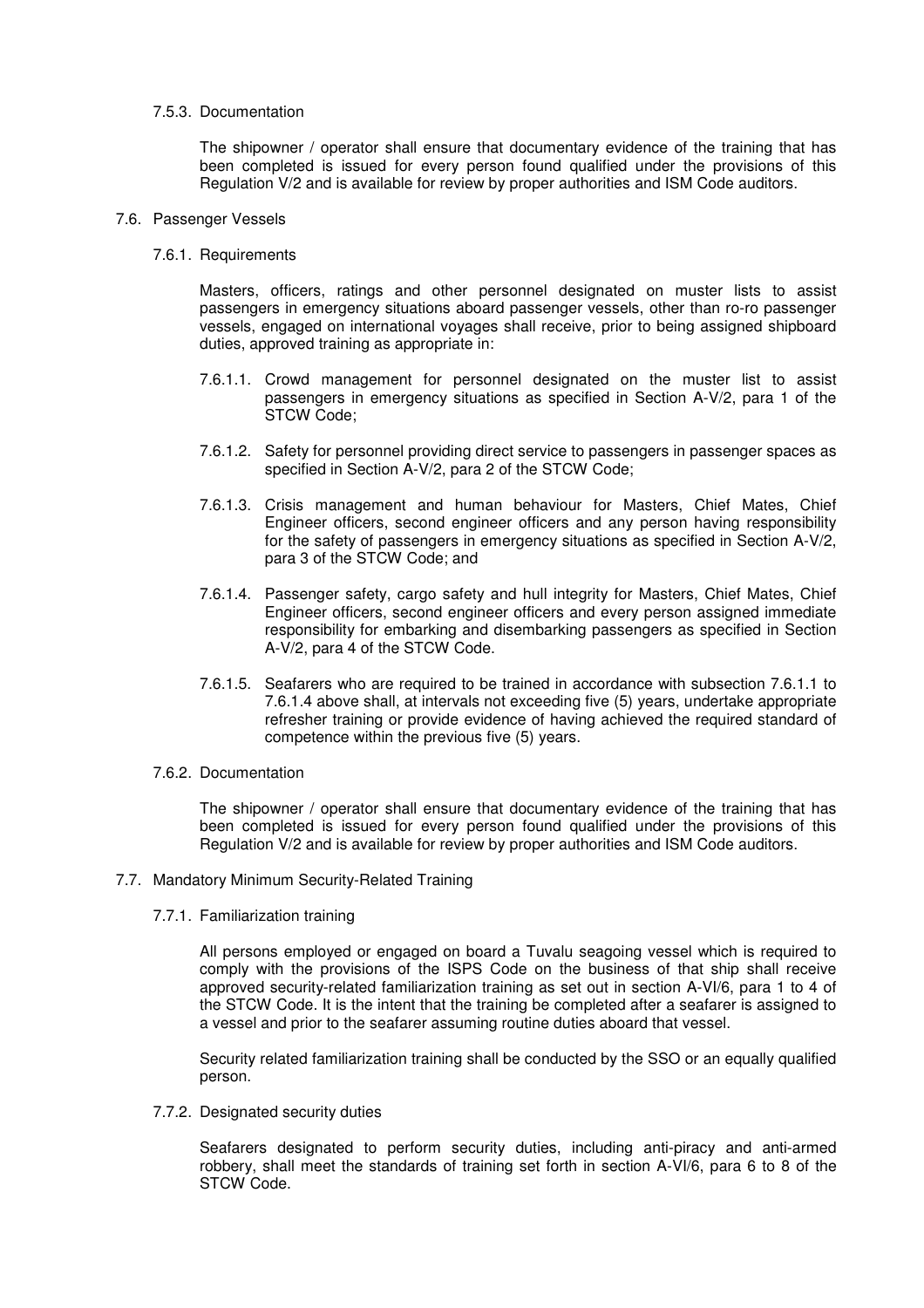#### 7.5.3. Documentation

The shipowner / operator shall ensure that documentary evidence of the training that has been completed is issued for every person found qualified under the provisions of this Regulation V/2 and is available for review by proper authorities and ISM Code auditors.

### 7.6. Passenger Vessels

#### 7.6.1. Requirements

Masters, officers, ratings and other personnel designated on muster lists to assist passengers in emergency situations aboard passenger vessels, other than ro-ro passenger vessels, engaged on international voyages shall receive, prior to being assigned shipboard duties, approved training as appropriate in:

7.6.1.1. Crowd management for personnel designated on the muster list to assist passengers in emergency situations as specified in Section A-V/2, para 1 of the STCW Code;

7.6.1.2. Safety for personnel providing direct service to passengers in passenger spaces as specified in Section A-V/2, para 2 of the STCW Code;

7.6.1.3. Crisis management and human behaviour for Masters, Chief Mates, Chief Engineer officers, second engineer officers and any person having responsibility for the safety of passengers in emergency situations as specified in Section A-V/2, para 3 of the STCW Code; and

7.6.1.4. Passenger safety, cargo safety and hull integrity for Masters, Chief Mates, Chief Engineer officers, second engineer officers and every person assigned immediate responsibility for embarking and disembarking passengers as specified in Section A-V/2, para 4 of the STCW Code.

7.6.1.5. Seafarers who are required to be trained in accordance with subsection 7.6.1.1 to 7.6.1.4 above shall, at intervals not exceeding five (5) years, undertake appropriate refresher training or provide evidence of having achieved the required standard of competence within the previous five (5) years.

#### 7.6.2. Documentation

The shipowner / operator shall ensure that documentary evidence of the training that has been completed is issued for every person found qualified under the provisions of this Regulation V/2 and is available for review by proper authorities and ISM Code auditors.

### 7.7. Mandatory Minimum Security-Related Training

#### 7.7.1. Familiarization training

All persons employed or engaged on board a Tuvalu seagoing vessel which is required to comply with the provisions of the ISPS Code on the business of that ship shall receive approved security-related familiarization training as set out in section A-VI/6, para 1 to 4 of the STCW Code. It is the intent that the training be completed after a seafarer is assigned to a vessel and prior to the seafarer assuming routine duties aboard that vessel.

Security related familiarization training shall be conducted by the SSO or an equally qualified person.

#### 7.7.2. Designated security duties

Seafarers designated to perform security duties, including anti-piracy and anti-armed robbery, shall meet the standards of training set forth in section A-VI/6, para 6 to 8 of the STCW Code.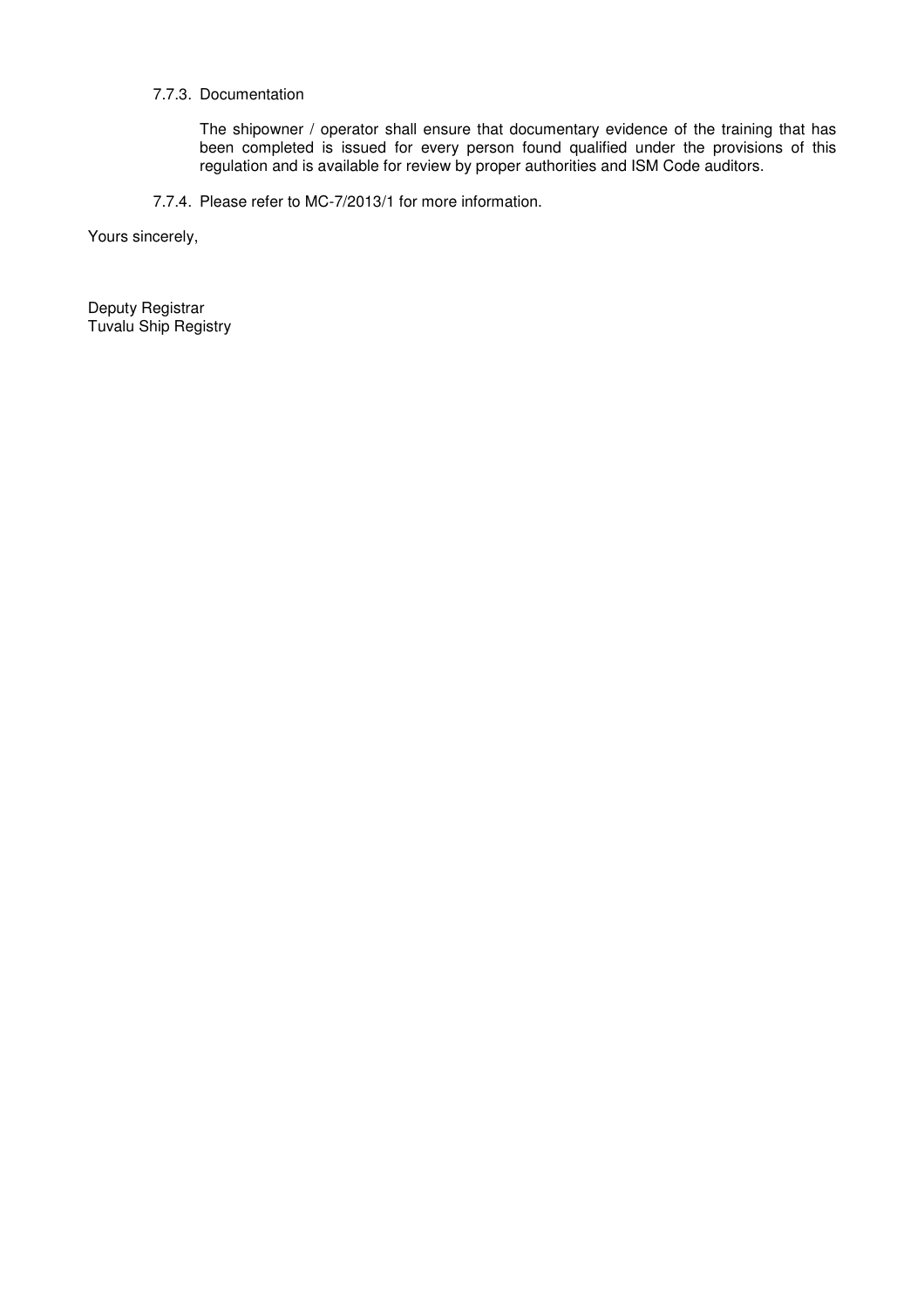7.7.3. Documentation

The shipowner / operator shall ensure that documentary evidence of the training that has been completed is issued for every person found qualified under the provisions of this regulation and is available for review by proper authorities and ISM Code auditors.

7.7.4. Please refer to MC-7/2013/1 for more information.

Yours sincerely,

Deputy Registrar
Tuvalu Ship Registry